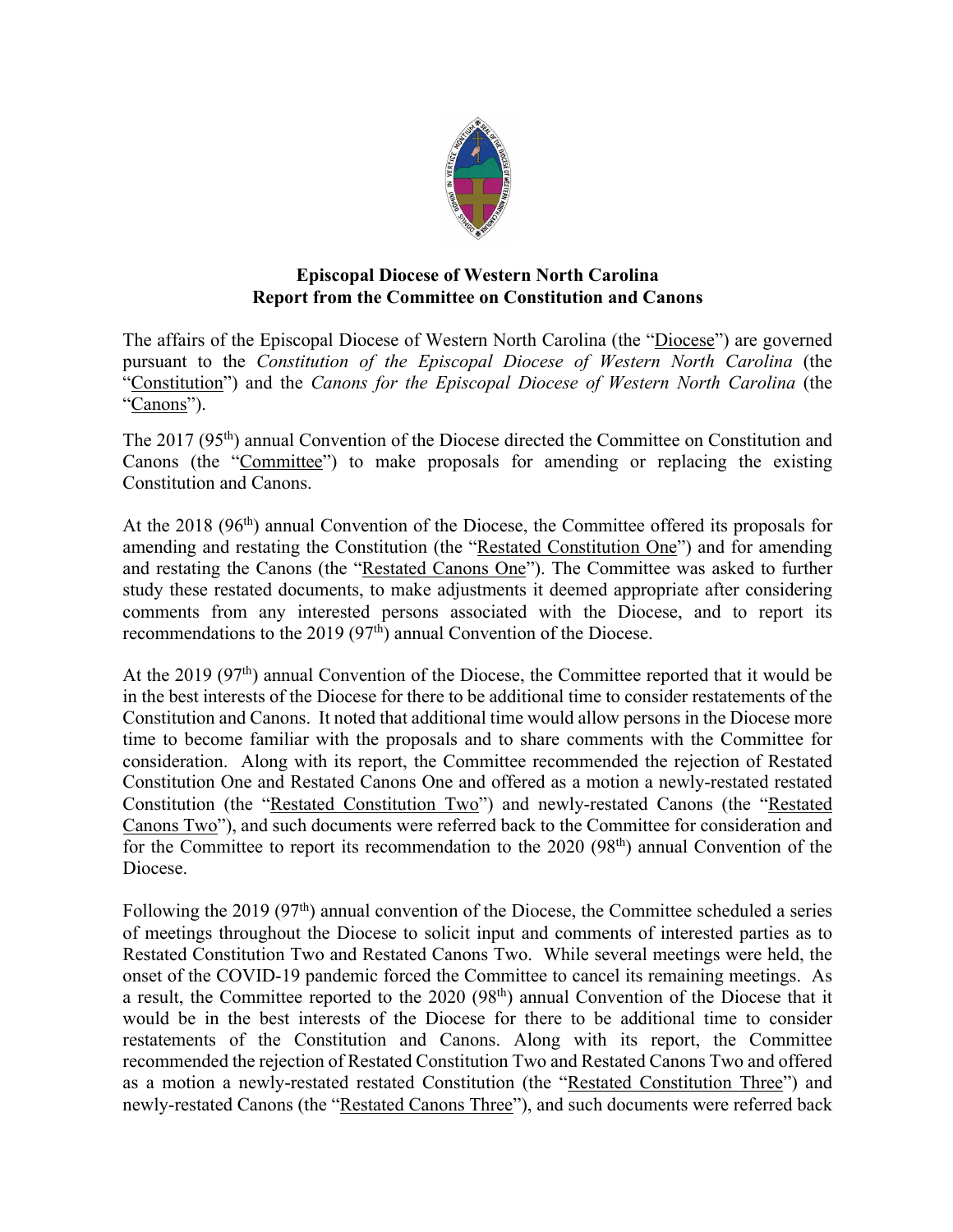# Episcopal Diocese of Western North Carolina
## Report from the Committee on Constitution and Canons

The affairs of the Episcopal Diocese of Western North Carolina (the "Diocese") are governed pursuant to the *Constitution of the Episcopal Diocese of Western North Carolina* (the "Constitution") and the *Canons for the Episcopal Diocese of Western North Carolina* (the "Canons").

The 2017 (95th) annual Convention of the Diocese directed the Committee on Constitution and Canons (the "Committee") to make proposals for amending or replacing the existing Constitution and Canons.

At the 2018 (96th) annual Convention of the Diocese, the Committee offered its proposals for amending and restating the Constitution (the "Restated Constitution One") and for amending and restating the Canons (the "Restated Canons One"). The Committee was asked to further study these restated documents, to make adjustments it deemed appropriate after considering comments from any interested persons associated with the Diocese, and to report its recommendations to the 2019 (97th) annual Convention of the Diocese.

At the 2019 (97th) annual Convention of the Diocese, the Committee reported that it would be in the best interests of the Diocese for there to be additional time to consider restatements of the Constitution and Canons. It noted that additional time would allow persons in the Diocese more time to become familiar with the proposals and to share comments with the Committee for consideration. Along with its report, the Committee recommended the rejection of Restated Constitution One and Restated Canons One and offered as a motion a newly-restated restated Constitution (the "Restated Constitution Two") and newly-restated Canons (the "Restated Canons Two"), and such documents were referred back to the Committee for consideration and for the Committee to report its recommendation to the 2020 (98th) annual Convention of the Diocese.

Following the 2019 (97th) annual convention of the Diocese, the Committee scheduled a series of meetings throughout the Diocese to solicit input and comments of interested parties as to Restated Constitution Two and Restated Canons Two. While several meetings were held, the onset of the COVID-19 pandemic forced the Committee to cancel its remaining meetings. As a result, the Committee reported to the 2020 (98th) annual Convention of the Diocese that it would be in the best interests of the Diocese for there to be additional time to consider restatements of the Constitution and Canons. Along with its report, the Committee recommended the rejection of Restated Constitution Two and Restated Canons Two and offered as a motion a newly-restated restated Constitution (the "Restated Constitution Three") and newly-restated Canons (the "Restated Canons Three"), and such documents were referred back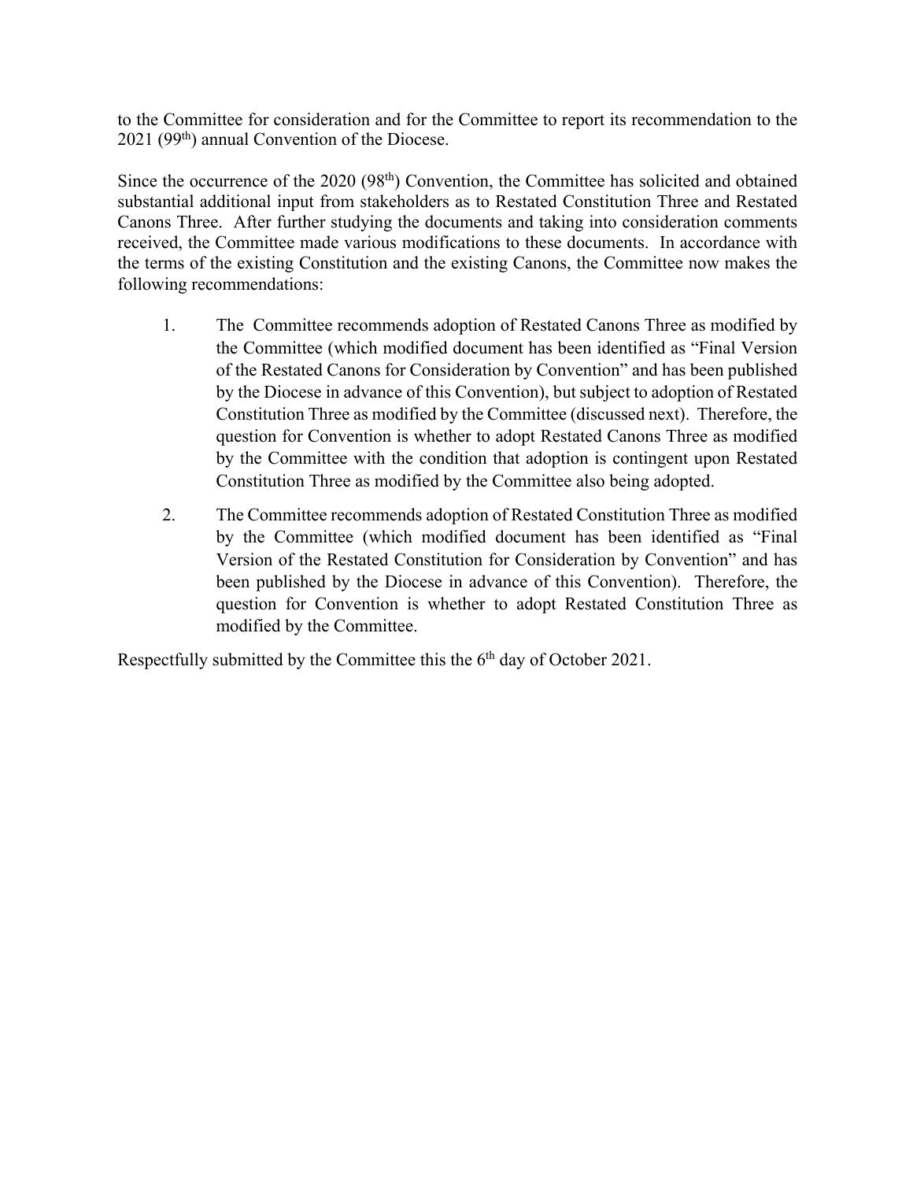to the Committee for consideration and for the Committee to report its recommendation to the 2021 (99th) annual Convention of the Diocese.

Since the occurrence of the 2020 (98th) Convention, the Committee has solicited and obtained substantial additional input from stakeholders as to Restated Constitution Three and Restated Canons Three. After further studying the documents and taking into consideration comments received, the Committee made various modifications to these documents. In accordance with the terms of the existing Constitution and the existing Canons, the Committee now makes the following recommendations:

1. The Committee recommends adoption of Restated Canons Three as modified by the Committee (which modified document has been identified as "Final Version of the Restated Canons for Consideration by Convention" and has been published by the Diocese in advance of this Convention), but subject to adoption of Restated Constitution Three as modified by the Committee (discussed next). Therefore, the question for Convention is whether to adopt Restated Canons Three as modified by the Committee with the condition that adoption is contingent upon Restated Constitution Three as modified by the Committee also being adopted.

2. The Committee recommends adoption of Restated Constitution Three as modified by the Committee (which modified document has been identified as "Final Version of the Restated Constitution for Consideration by Convention" and has been published by the Diocese in advance of this Convention). Therefore, the question for Convention is whether to adopt Restated Constitution Three as modified by the Committee.

Respectfully submitted by the Committee this the 6th day of October 2021.